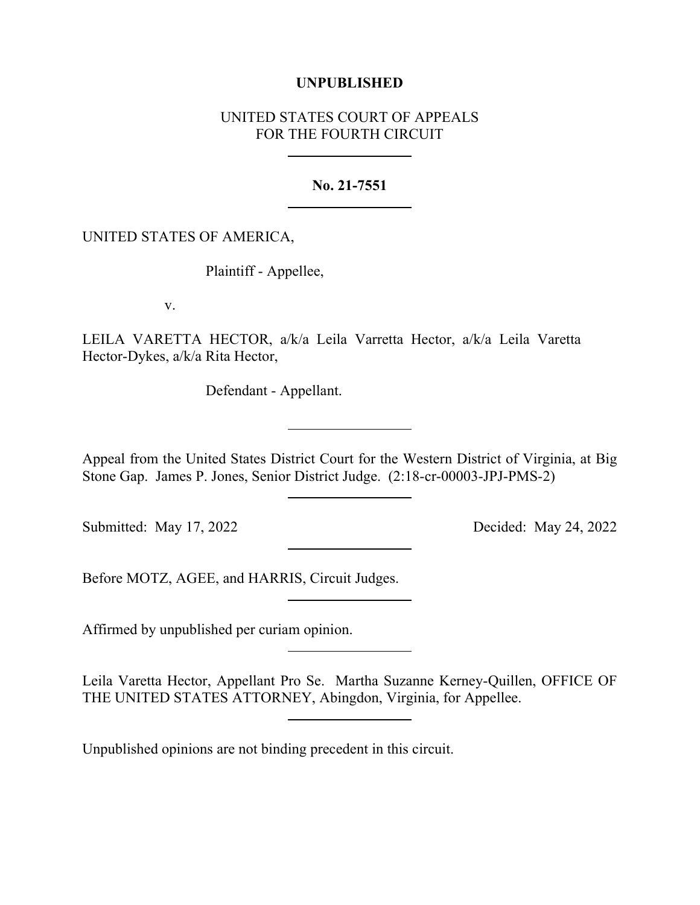**UNPUBLISHED**

UNITED STATES COURT OF APPEALS
FOR THE FOURTH CIRCUIT

---

**No. 21-7551**

---

UNITED STATES OF AMERICA,

Plaintiff - Appellee,

v.

LEILA VARETTA HECTOR, a/k/a Leila Varretta Hector, a/k/a Leila Varetta Hector-Dykes, a/k/a Rita Hector,

Defendant - Appellant.

---

Appeal from the United States District Court for the Western District of Virginia, at Big Stone Gap. James P. Jones, Senior District Judge. (2:18-cr-00003-JPJ-PMS-2)

---

Submitted: May 17, 2022 Decided: May 24, 2022

---

Before MOTZ, AGEE, and HARRIS, Circuit Judges.

---

Affirmed by unpublished per curiam opinion.

---

Leila Varetta Hector, Appellant Pro Se. Martha Suzanne Kerney-Quillen, OFFICE OF THE UNITED STATES ATTORNEY, Abingdon, Virginia, for Appellee.

---

Unpublished opinions are not binding precedent in this circuit.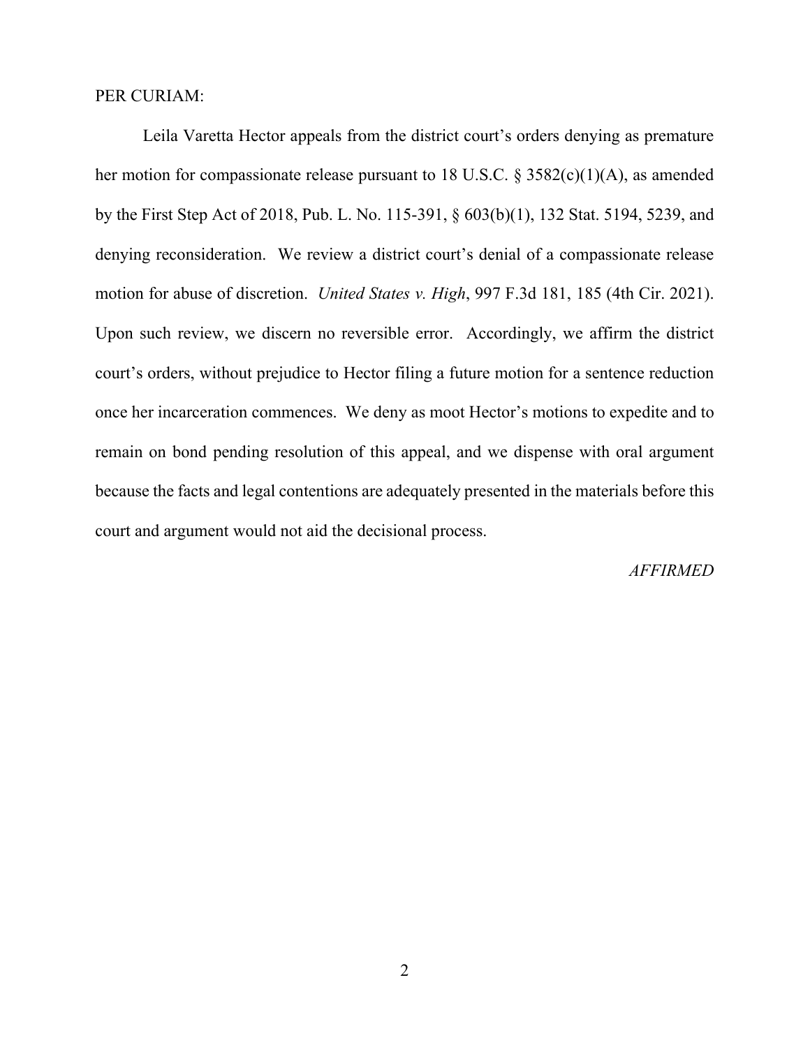PER CURIAM:

Leila Varetta Hector appeals from the district court's orders denying as premature her motion for compassionate release pursuant to 18 U.S.C. § 3582(c)(1)(A), as amended by the First Step Act of 2018, Pub. L. No. 115-391, § 603(b)(1), 132 Stat. 5194, 5239, and denying reconsideration. We review a district court's denial of a compassionate release motion for abuse of discretion. *United States v. High*, 997 F.3d 181, 185 (4th Cir. 2021). Upon such review, we discern no reversible error. Accordingly, we affirm the district court's orders, without prejudice to Hector filing a future motion for a sentence reduction once her incarceration commences. We deny as moot Hector's motions to expedite and to remain on bond pending resolution of this appeal, and we dispense with oral argument because the facts and legal contentions are adequately presented in the materials before this court and argument would not aid the decisional process.

*AFFIRMED*